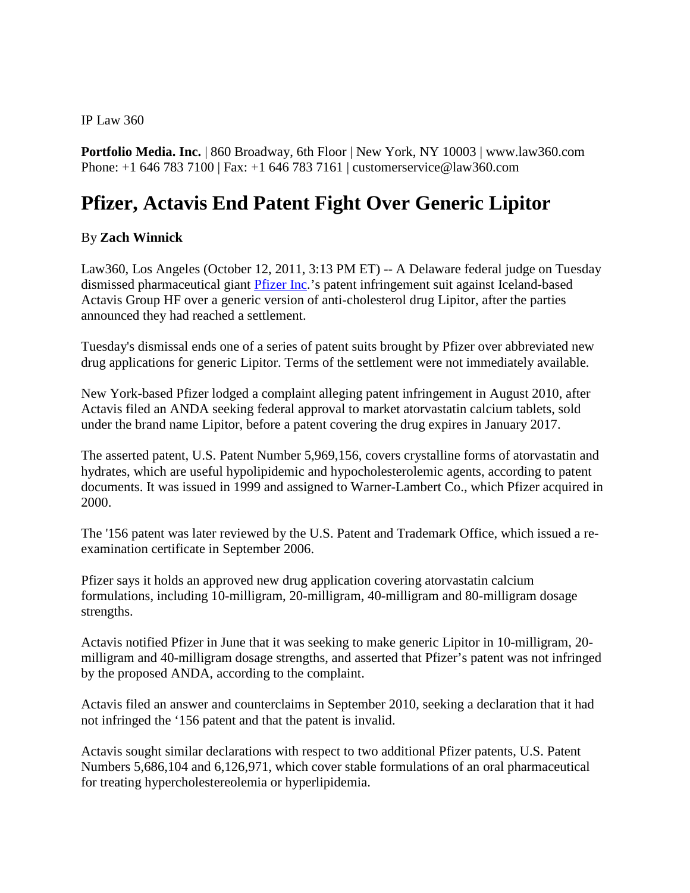IP Law 360

**Portfolio Media. Inc.** | 860 Broadway, 6th Floor | New York, NY 10003 | www.law360.com
Phone: +1 646 783 7100 | Fax: +1 646 783 7161 | customerservice@law360.com

# Pfizer, Actavis End Patent Fight Over Generic Lipitor

By **Zach Winnick**

Law360, Los Angeles (October 12, 2011, 3:13 PM ET) -- A Delaware federal judge on Tuesday dismissed pharmaceutical giant Pfizer Inc.'s patent infringement suit against Iceland-based Actavis Group HF over a generic version of anti-cholesterol drug Lipitor, after the parties announced they had reached a settlement.

Tuesday's dismissal ends one of a series of patent suits brought by Pfizer over abbreviated new drug applications for generic Lipitor. Terms of the settlement were not immediately available.

New York-based Pfizer lodged a complaint alleging patent infringement in August 2010, after Actavis filed an ANDA seeking federal approval to market atorvastatin calcium tablets, sold under the brand name Lipitor, before a patent covering the drug expires in January 2017.

The asserted patent, U.S. Patent Number 5,969,156, covers crystalline forms of atorvastatin and hydrates, which are useful hypolipidemic and hypocholesterolemic agents, according to patent documents. It was issued in 1999 and assigned to Warner-Lambert Co., which Pfizer acquired in 2000.

The '156 patent was later reviewed by the U.S. Patent and Trademark Office, which issued a re-examination certificate in September 2006.

Pfizer says it holds an approved new drug application covering atorvastatin calcium formulations, including 10-milligram, 20-milligram, 40-milligram and 80-milligram dosage strengths.

Actavis notified Pfizer in June that it was seeking to make generic Lipitor in 10-milligram, 20-milligram and 40-milligram dosage strengths, and asserted that Pfizer's patent was not infringed by the proposed ANDA, according to the complaint.

Actavis filed an answer and counterclaims in September 2010, seeking a declaration that it had not infringed the '156 patent and that the patent is invalid.

Actavis sought similar declarations with respect to two additional Pfizer patents, U.S. Patent Numbers 5,686,104 and 6,126,971, which cover stable formulations of an oral pharmaceutical for treating hypercholestereolemia or hyperlipidemia.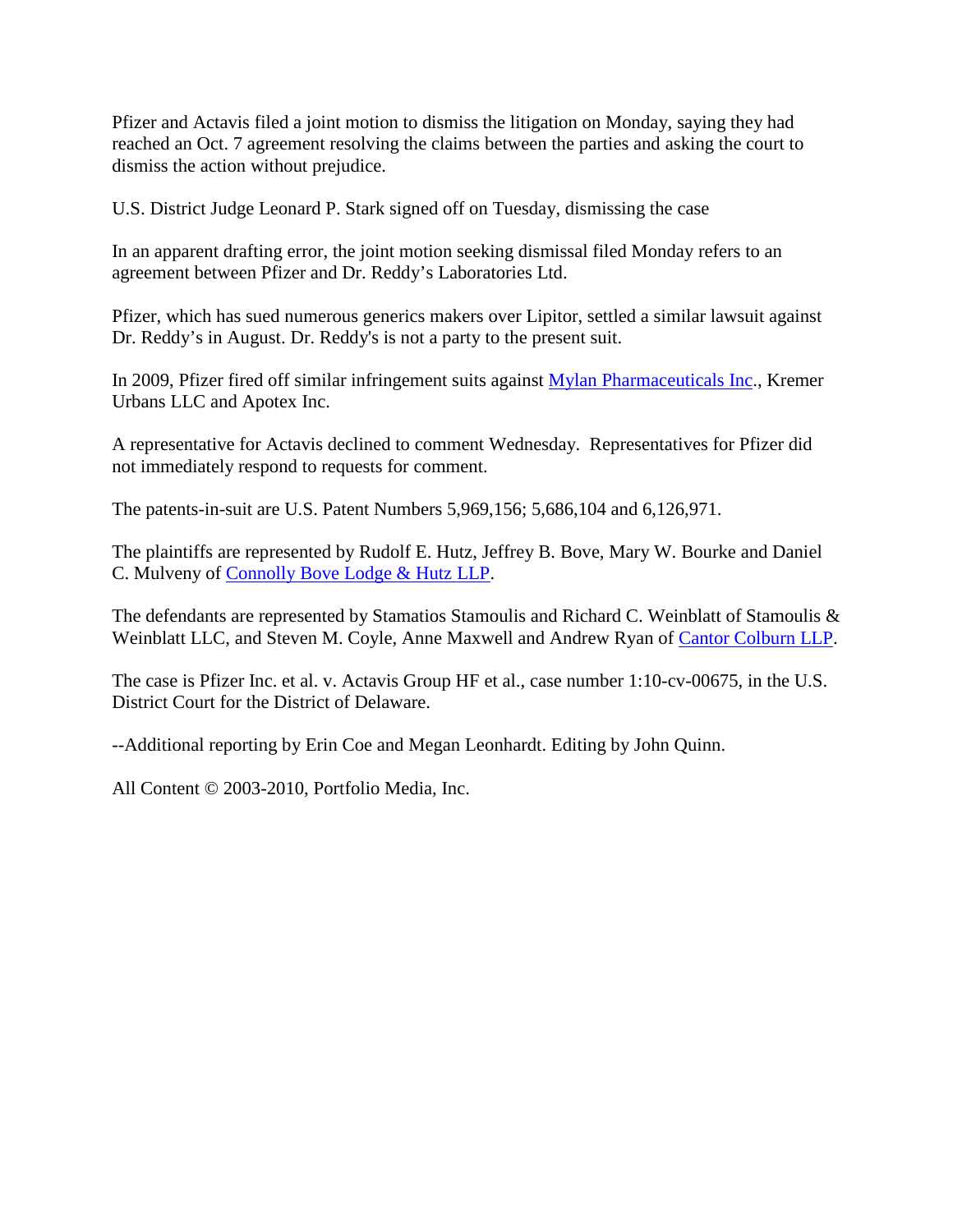Pfizer and Actavis filed a joint motion to dismiss the litigation on Monday, saying they had reached an Oct. 7 agreement resolving the claims between the parties and asking the court to dismiss the action without prejudice.

U.S. District Judge Leonard P. Stark signed off on Tuesday, dismissing the case

In an apparent drafting error, the joint motion seeking dismissal filed Monday refers to an agreement between Pfizer and Dr. Reddy's Laboratories Ltd.

Pfizer, which has sued numerous generics makers over Lipitor, settled a similar lawsuit against Dr. Reddy's in August. Dr. Reddy's is not a party to the present suit.

In 2009, Pfizer fired off similar infringement suits against Mylan Pharmaceuticals Inc., Kremer Urbans LLC and Apotex Inc.

A representative for Actavis declined to comment Wednesday. Representatives for Pfizer did not immediately respond to requests for comment.

The patents-in-suit are U.S. Patent Numbers 5,969,156; 5,686,104 and 6,126,971.

The plaintiffs are represented by Rudolf E. Hutz, Jeffrey B. Bove, Mary W. Bourke and Daniel C. Mulveny of Connolly Bove Lodge & Hutz LLP.

The defendants are represented by Stamatios Stamoulis and Richard C. Weinblatt of Stamoulis & Weinblatt LLC, and Steven M. Coyle, Anne Maxwell and Andrew Ryan of Cantor Colburn LLP.

The case is Pfizer Inc. et al. v. Actavis Group HF et al., case number 1:10-cv-00675, in the U.S. District Court for the District of Delaware.

--Additional reporting by Erin Coe and Megan Leonhardt. Editing by John Quinn.

All Content © 2003-2010, Portfolio Media, Inc.